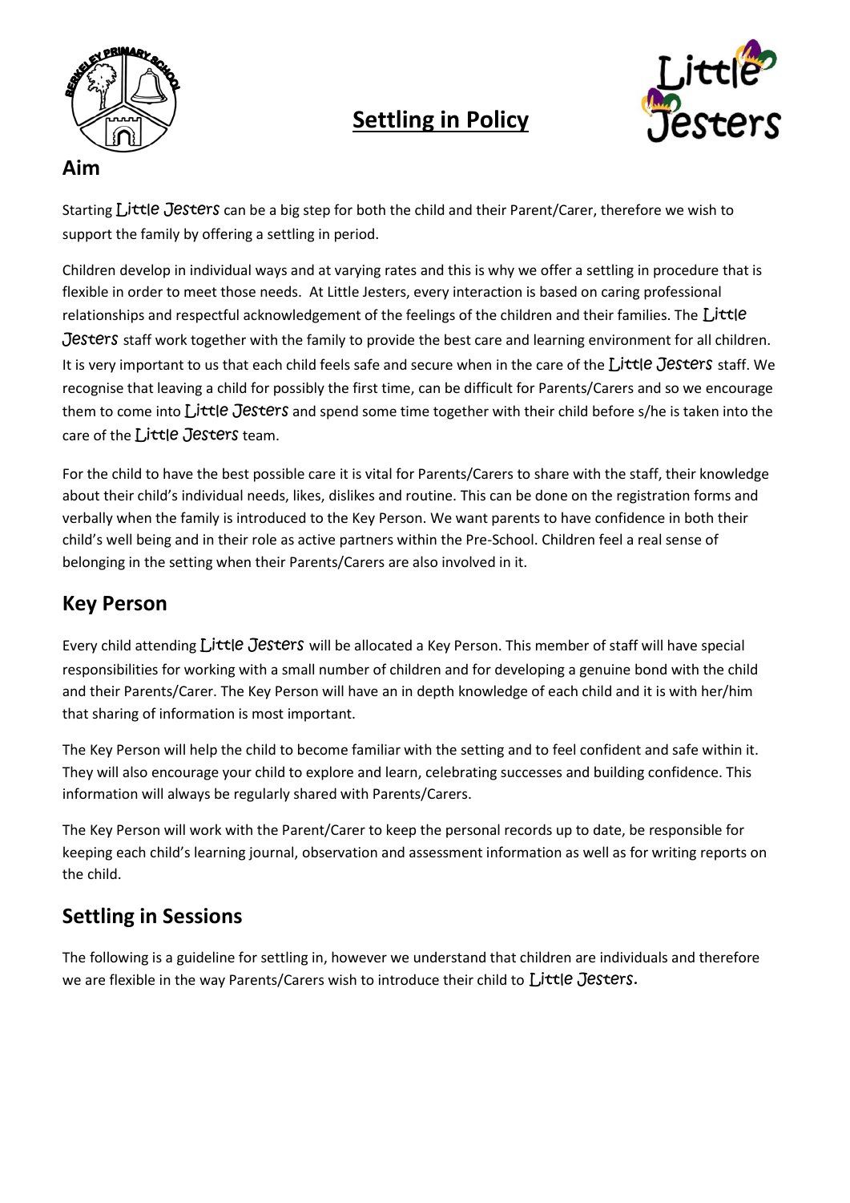# Settling in Policy

## Aim

Starting Little Jesters can be a big step for both the child and their Parent/Carer, therefore we wish to support the family by offering a settling in period.

Children develop in individual ways and at varying rates and this is why we offer a settling in procedure that is flexible in order to meet those needs. At Little Jesters, every interaction is based on caring professional relationships and respectful acknowledgement of the feelings of the children and their families. The Little Jesters staff work together with the family to provide the best care and learning environment for all children. It is very important to us that each child feels safe and secure when in the care of the Little Jesters staff. We recognise that leaving a child for possibly the first time, can be difficult for Parents/Carers and so we encourage them to come into Little Jesters and spend some time together with their child before s/he is taken into the care of the Little Jesters team.

For the child to have the best possible care it is vital for Parents/Carers to share with the staff, their knowledge about their child's individual needs, likes, dislikes and routine. This can be done on the registration forms and verbally when the family is introduced to the Key Person. We want parents to have confidence in both their child's well being and in their role as active partners within the Pre-School. Children feel a real sense of belonging in the setting when their Parents/Carers are also involved in it.

## Key Person

Every child attending Little Jesters will be allocated a Key Person. This member of staff will have special responsibilities for working with a small number of children and for developing a genuine bond with the child and their Parents/Carer. The Key Person will have an in depth knowledge of each child and it is with her/him that sharing of information is most important.

The Key Person will help the child to become familiar with the setting and to feel confident and safe within it. They will also encourage your child to explore and learn, celebrating successes and building confidence. This information will always be regularly shared with Parents/Carers.

The Key Person will work with the Parent/Carer to keep the personal records up to date, be responsible for keeping each child's learning journal, observation and assessment information as well as for writing reports on the child.

## Settling in Sessions

The following is a guideline for settling in, however we understand that children are individuals and therefore we are flexible in the way Parents/Carers wish to introduce their child to Little Jesters.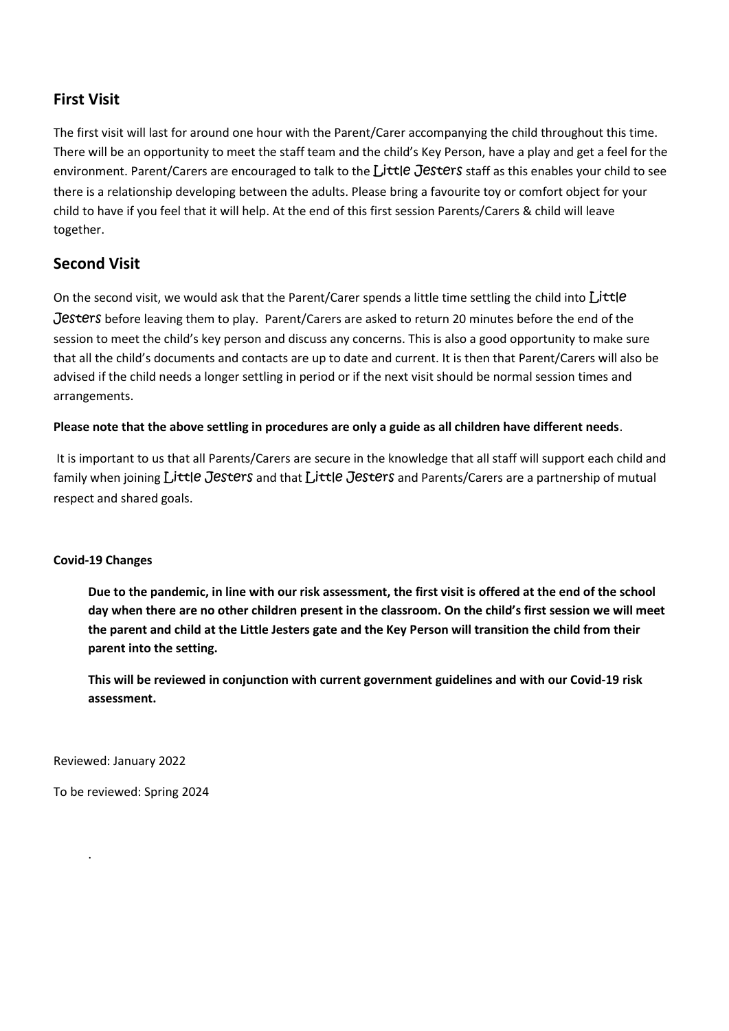## First Visit

The first visit will last for around one hour with the Parent/Carer accompanying the child throughout this time. There will be an opportunity to meet the staff team and the child's Key Person, have a play and get a feel for the environment. Parent/Carers are encouraged to talk to the Little Jesters staff as this enables your child to see there is a relationship developing between the adults. Please bring a favourite toy or comfort object for your child to have if you feel that it will help. At the end of this first session Parents/Carers & child will leave together.

## Second Visit

On the second visit, we would ask that the Parent/Carer spends a little time settling the child into Little Jesters before leaving them to play. Parent/Carers are asked to return 20 minutes before the end of the session to meet the child's key person and discuss any concerns. This is also a good opportunity to make sure that all the child's documents and contacts are up to date and current. It is then that Parent/Carers will also be advised if the child needs a longer settling in period or if the next visit should be normal session times and arrangements.

**Please note that the above settling in procedures are only a guide as all children have different needs**.

It is important to us that all Parents/Carers are secure in the knowledge that all staff will support each child and family when joining Little Jesters and that Little Jesters and Parents/Carers are a partnership of mutual respect and shared goals.

**Covid-19 Changes**

**Due to the pandemic, in line with our risk assessment, the first visit is offered at the end of the school day when there are no other children present in the classroom. On the child's first session we will meet the parent and child at the Little Jesters gate and the Key Person will transition the child from their parent into the setting.**

**This will be reviewed in conjunction with current government guidelines and with our Covid-19 risk assessment.**

Reviewed: January 2022

To be reviewed: Spring 2024